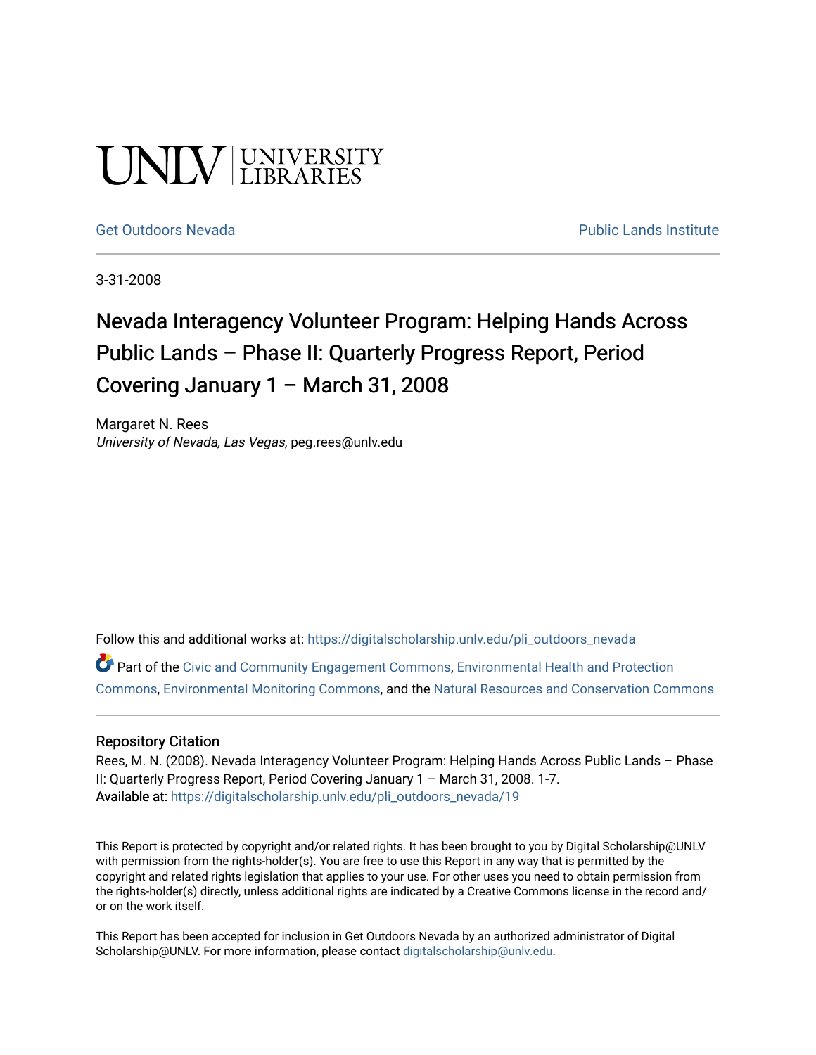UNLV | UNIVERSITY LIBRARIES

Get Outdoors Nevada | Public Lands Institute

3-31-2008

# Nevada Interagency Volunteer Program: Helping Hands Across Public Lands – Phase II: Quarterly Progress Report, Period Covering January 1 – March 31, 2008

Margaret N. Rees
*University of Nevada, Las Vegas*, peg.rees@unlv.edu

Follow this and additional works at: https://digitalscholarship.unlv.edu/pli_outdoors_nevada

Part of the Civic and Community Engagement Commons, Environmental Health and Protection Commons, Environmental Monitoring Commons, and the Natural Resources and Conservation Commons

## Repository Citation

Rees, M. N. (2008). Nevada Interagency Volunteer Program: Helping Hands Across Public Lands – Phase II: Quarterly Progress Report, Period Covering January 1 – March 31, 2008. 1-7.
**Available at:** https://digitalscholarship.unlv.edu/pli_outdoors_nevada/19

This Report is protected by copyright and/or related rights. It has been brought to you by Digital Scholarship@UNLV with permission from the rights-holder(s). You are free to use this Report in any way that is permitted by the copyright and related rights legislation that applies to your use. For other uses you need to obtain permission from the rights-holder(s) directly, unless additional rights are indicated by a Creative Commons license in the record and/or on the work itself.

This Report has been accepted for inclusion in Get Outdoors Nevada by an authorized administrator of Digital Scholarship@UNLV. For more information, please contact digitalscholarship@unlv.edu.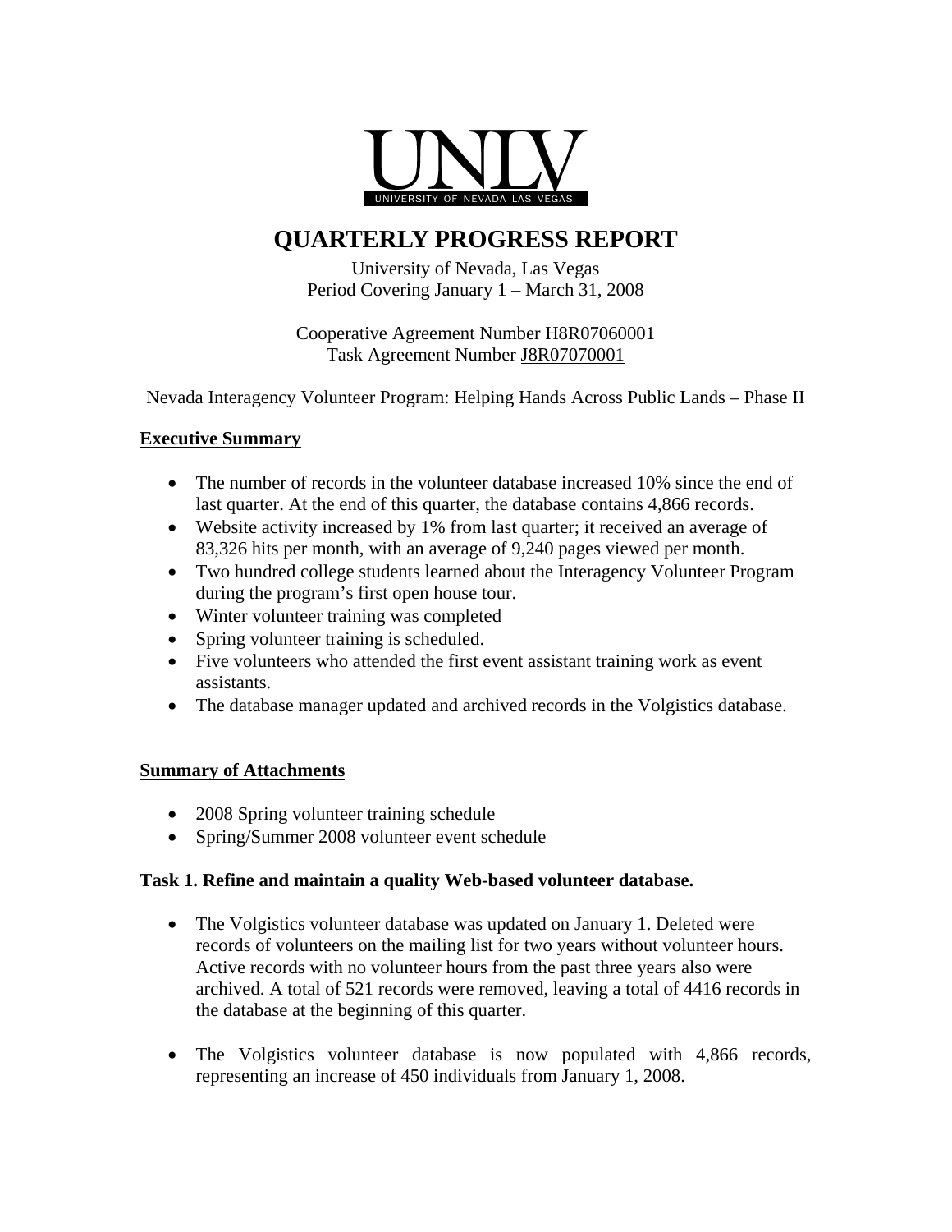UNLV
UNIVERSITY OF NEVADA LAS VEGAS

# QUARTERLY PROGRESS REPORT

University of Nevada, Las Vegas
Period Covering January 1 – March 31, 2008

Cooperative Agreement Number H8R07060001
Task Agreement Number J8R07070001

Nevada Interagency Volunteer Program: Helping Hands Across Public Lands – Phase II

## Executive Summary

- The number of records in the volunteer database increased 10% since the end of last quarter. At the end of this quarter, the database contains 4,866 records.
- Website activity increased by 1% from last quarter; it received an average of 83,326 hits per month, with an average of 9,240 pages viewed per month.
- Two hundred college students learned about the Interagency Volunteer Program during the program's first open house tour.
- Winter volunteer training was completed
- Spring volunteer training is scheduled.
- Five volunteers who attended the first event assistant training work as event assistants.
- The database manager updated and archived records in the Volgistics database.

## Summary of Attachments

- 2008 Spring volunteer training schedule
- Spring/Summer 2008 volunteer event schedule

### Task 1. Refine and maintain a quality Web-based volunteer database.

- The Volgistics volunteer database was updated on January 1. Deleted were records of volunteers on the mailing list for two years without volunteer hours. Active records with no volunteer hours from the past three years also were archived. A total of 521 records were removed, leaving a total of 4416 records in the database at the beginning of this quarter.
- The Volgistics volunteer database is now populated with 4,866 records, representing an increase of 450 individuals from January 1, 2008.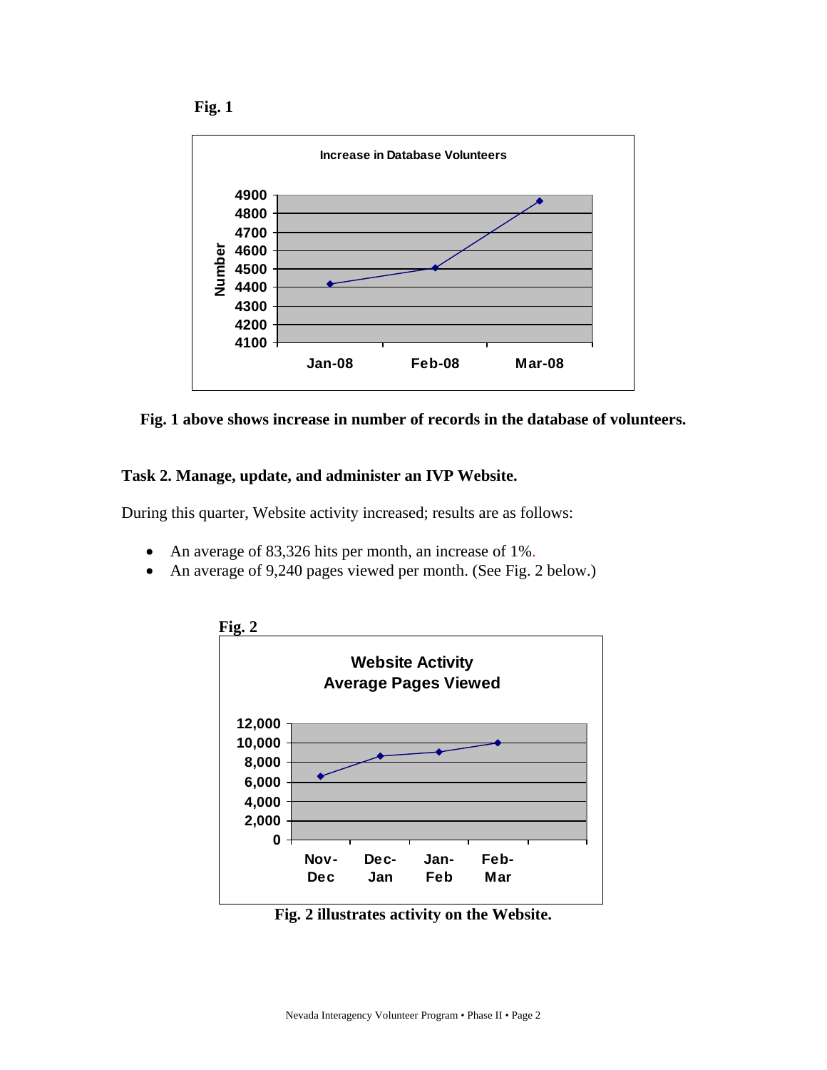**Fig. 1**

**Fig. 1 above shows increase in number of records in the database of volunteers.**

**Task 2. Manage, update, and administer an IVP Website.**

During this quarter, Website activity increased; results are as follows:

- An average of 83,326 hits per month, an increase of 1%.
- An average of 9,240 pages viewed per month. (See Fig. 2 below.)

**Fig. 2**

**Fig. 2 illustrates activity on the Website.**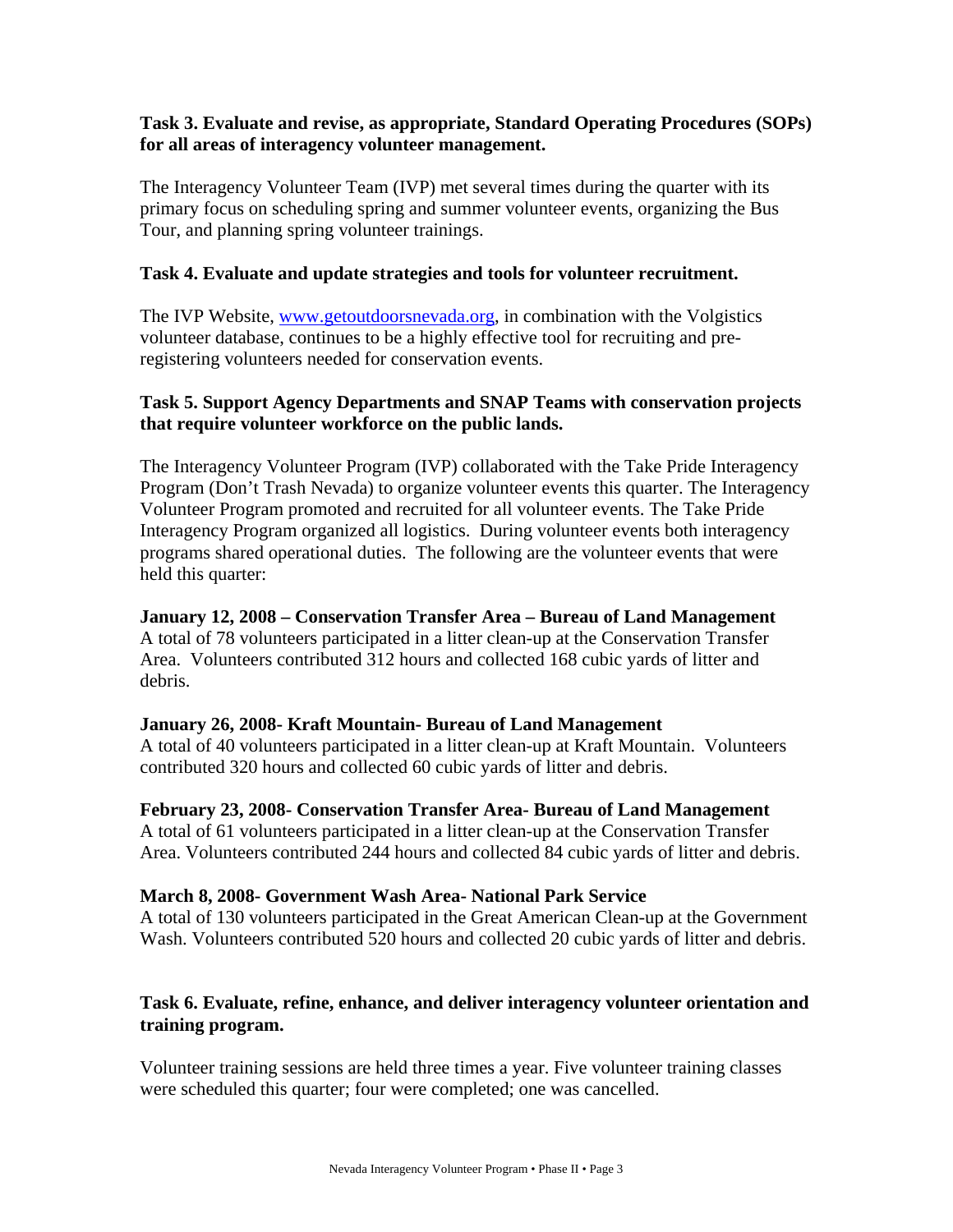**Task 3. Evaluate and revise, as appropriate, Standard Operating Procedures (SOPs) for all areas of interagency volunteer management.**

The Interagency Volunteer Team (IVP) met several times during the quarter with its primary focus on scheduling spring and summer volunteer events, organizing the Bus Tour, and planning spring volunteer trainings.

**Task 4. Evaluate and update strategies and tools for volunteer recruitment.**

The IVP Website, [www.getoutdoorsnevada.org](http://www.getoutdoorsnevada.org), in combination with the Volgistics volunteer database, continues to be a highly effective tool for recruiting and pre-registering volunteers needed for conservation events.

**Task 5. Support Agency Departments and SNAP Teams with conservation projects that require volunteer workforce on the public lands.**

The Interagency Volunteer Program (IVP) collaborated with the Take Pride Interagency Program (Don't Trash Nevada) to organize volunteer events this quarter. The Interagency Volunteer Program promoted and recruited for all volunteer events. The Take Pride Interagency Program organized all logistics. During volunteer events both interagency programs shared operational duties. The following are the volunteer events that were held this quarter:

**January 12, 2008 – Conservation Transfer Area – Bureau of Land Management**
A total of 78 volunteers participated in a litter clean-up at the Conservation Transfer Area. Volunteers contributed 312 hours and collected 168 cubic yards of litter and debris.

**January 26, 2008- Kraft Mountain- Bureau of Land Management**
A total of 40 volunteers participated in a litter clean-up at Kraft Mountain. Volunteers contributed 320 hours and collected 60 cubic yards of litter and debris.

**February 23, 2008- Conservation Transfer Area- Bureau of Land Management**
A total of 61 volunteers participated in a litter clean-up at the Conservation Transfer Area. Volunteers contributed 244 hours and collected 84 cubic yards of litter and debris.

**March 8, 2008- Government Wash Area- National Park Service**
A total of 130 volunteers participated in the Great American Clean-up at the Government Wash. Volunteers contributed 520 hours and collected 20 cubic yards of litter and debris.

**Task 6. Evaluate, refine, enhance, and deliver interagency volunteer orientation and training program.**

Volunteer training sessions are held three times a year. Five volunteer training classes were scheduled this quarter; four were completed; one was cancelled.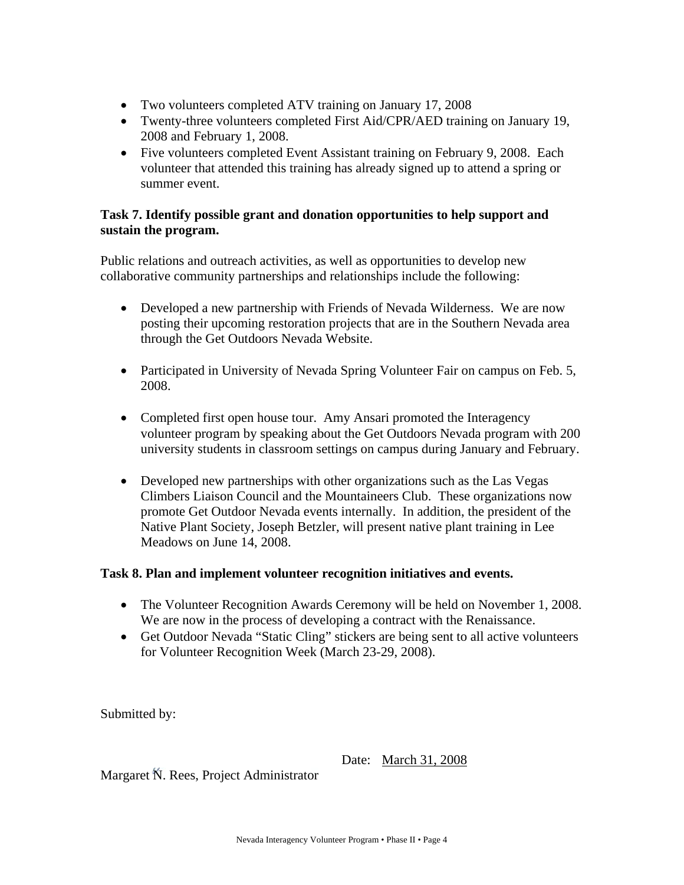- Two volunteers completed ATV training on January 17, 2008
- Twenty-three volunteers completed First Aid/CPR/AED training on January 19, 2008 and February 1, 2008.
- Five volunteers completed Event Assistant training on February 9, 2008. Each volunteer that attended this training has already signed up to attend a spring or summer event.

**Task 7. Identify possible grant and donation opportunities to help support and sustain the program.**

Public relations and outreach activities, as well as opportunities to develop new collaborative community partnerships and relationships include the following:

- Developed a new partnership with Friends of Nevada Wilderness. We are now posting their upcoming restoration projects that are in the Southern Nevada area through the Get Outdoors Nevada Website.

- Participated in University of Nevada Spring Volunteer Fair on campus on Feb. 5, 2008.

- Completed first open house tour. Amy Ansari promoted the Interagency volunteer program by speaking about the Get Outdoors Nevada program with 200 university students in classroom settings on campus during January and February.

- Developed new partnerships with other organizations such as the Las Vegas Climbers Liaison Council and the Mountaineers Club. These organizations now promote Get Outdoor Nevada events internally. In addition, the president of the Native Plant Society, Joseph Betzler, will present native plant training in Lee Meadows on June 14, 2008.

**Task 8. Plan and implement volunteer recognition initiatives and events.**

- The Volunteer Recognition Awards Ceremony will be held on November 1, 2008. We are now in the process of developing a contract with the Renaissance.
- Get Outdoor Nevada "Static Cling" stickers are being sent to all active volunteers for Volunteer Recognition Week (March 23-29, 2008).

Submitted by:

Date: March 31, 2008

Margaret N. Rees, Project Administrator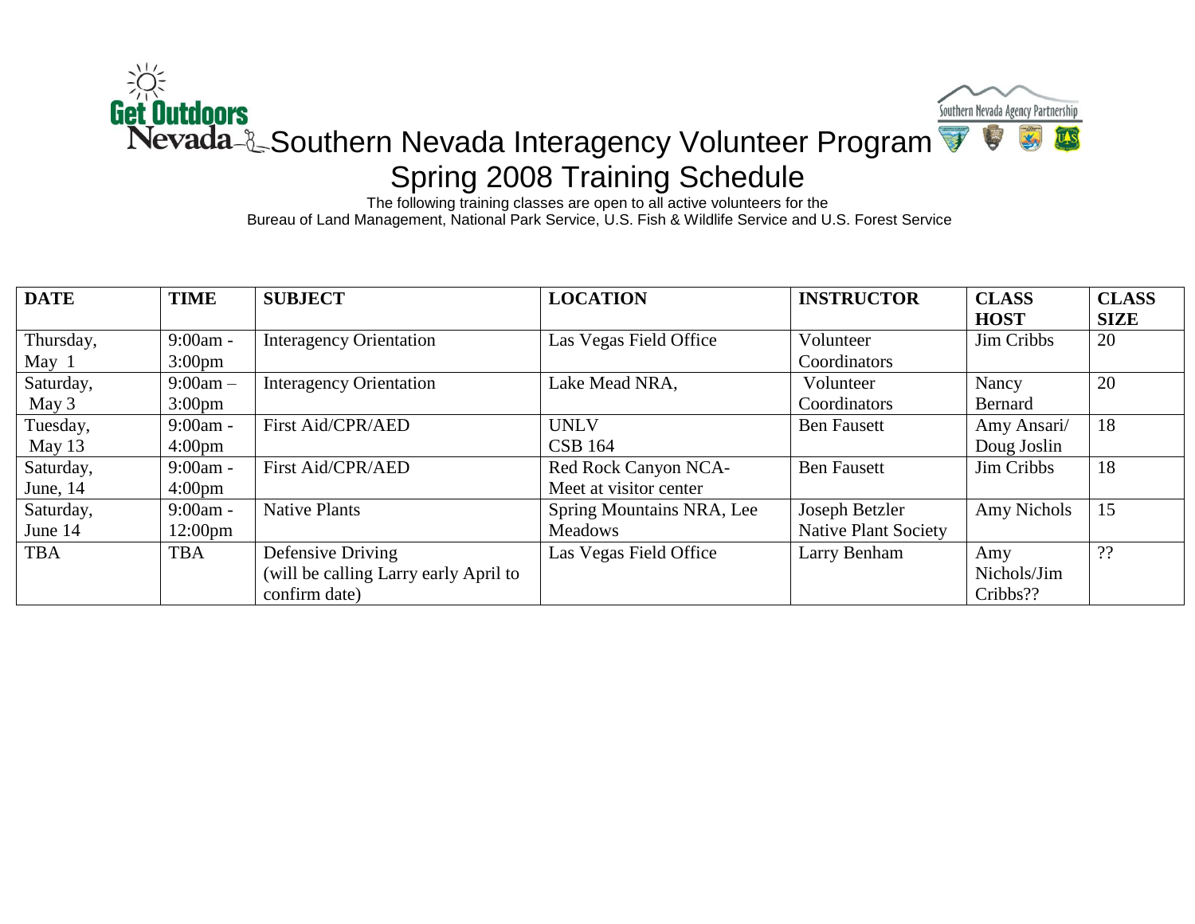Get Outdoors Nevada

Southern Nevada Agency Partnership

# Southern Nevada Interagency Volunteer Program

## Spring 2008 Training Schedule

The following training classes are open to all active volunteers for the
Bureau of Land Management, National Park Service, U.S. Fish & Wildlife Service and U.S. Forest Service

| DATE | TIME | SUBJECT | LOCATION | INSTRUCTOR | CLASS HOST | CLASS SIZE |
|---|---|---|---|---|---|---|
| Thursday, May 1 | 9:00am - 3:00pm | Interagency Orientation | Las Vegas Field Office | Volunteer Coordinators | Jim Cribbs | 20 |
| Saturday, May 3 | 9:00am – 3:00pm | Interagency Orientation | Lake Mead NRA, | Volunteer Coordinators | Nancy Bernard | 20 |
| Tuesday, May 13 | 9:00am - 4:00pm | First Aid/CPR/AED | UNLV CSB 164 | Ben Fausett | Amy Ansari/ Doug Joslin | 18 |
| Saturday, June, 14 | 9:00am - 4:00pm | First Aid/CPR/AED | Red Rock Canyon NCA- Meet at visitor center | Ben Fausett | Jim Cribbs | 18 |
| Saturday, June 14 | 9:00am - 12:00pm | Native Plants | Spring Mountains NRA, Lee Meadows | Joseph Betzler Native Plant Society | Amy Nichols | 15 |
| TBA | TBA | Defensive Driving (will be calling Larry early April to confirm date) | Las Vegas Field Office | Larry Benham | Amy Nichols/Jim Cribbs?? | ?? |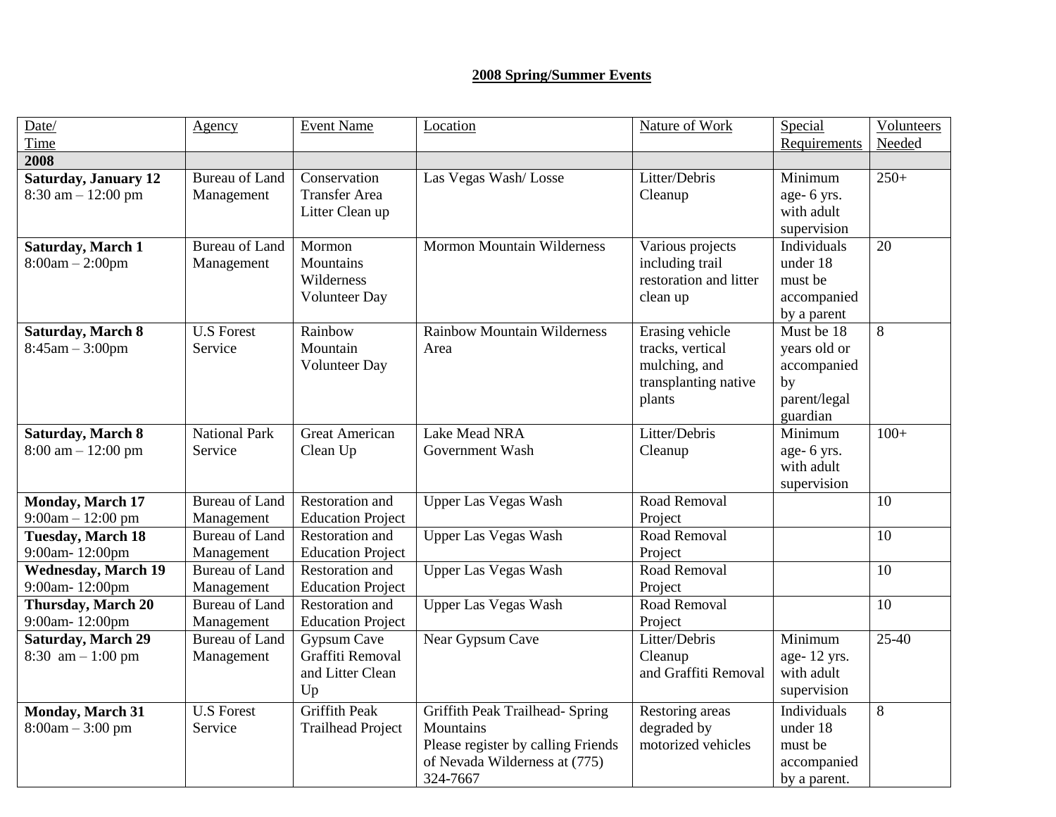**2008 Spring/Summer Events**

| Date/ Time | Agency | Event Name | Location | Nature of Work | Special Requirements | Volunteers Needed |
|---|---|---|---|---|---|---|
| **2008** | | | | | | |
| **Saturday, January 12** 8:30 am – 12:00 pm | Bureau of Land Management | Conservation Transfer Area Litter Clean up | Las Vegas Wash/ Losse | Litter/Debris Cleanup | Minimum age- 6 yrs. with adult supervision | 250+ |
| **Saturday, March 1** 8:00am – 2:00pm | Bureau of Land Management | Mormon Mountains Wilderness Volunteer Day | Mormon Mountain Wilderness | Various projects including trail restoration and litter clean up | Individuals under 18 must be accompanied by a parent | 20 |
| **Saturday, March 8** 8:45am – 3:00pm | U.S Forest Service | Rainbow Mountain Volunteer Day | Rainbow Mountain Wilderness Area | Erasing vehicle tracks, vertical mulching, and transplanting native plants | Must be 18 years old or accompanied by parent/legal guardian | 8 |
| **Saturday, March 8** 8:00 am – 12:00 pm | National Park Service | Great American Clean Up | Lake Mead NRA Government Wash | Litter/Debris Cleanup | Minimum age- 6 yrs. with adult supervision | 100+ |
| **Monday, March 17** 9:00am – 12:00 pm | Bureau of Land Management | Restoration and Education Project | Upper Las Vegas Wash | Road Removal Project | | 10 |
| **Tuesday, March 18** 9:00am- 12:00pm | Bureau of Land Management | Restoration and Education Project | Upper Las Vegas Wash | Road Removal Project | | 10 |
| **Wednesday, March 19** 9:00am- 12:00pm | Bureau of Land Management | Restoration and Education Project | Upper Las Vegas Wash | Road Removal Project | | 10 |
| **Thursday, March 20** 9:00am- 12:00pm | Bureau of Land Management | Restoration and Education Project | Upper Las Vegas Wash | Road Removal Project | | 10 |
| **Saturday, March 29** 8:30 am – 1:00 pm | Bureau of Land Management | Gypsum Cave Graffiti Removal and Litter Clean Up | Near Gypsum Cave | Litter/Debris Cleanup and Graffiti Removal | Minimum age- 12 yrs. with adult supervision | 25-40 |
| **Monday, March 31** 8:00am – 3:00 pm | U.S Forest Service | Griffith Peak Trailhead Project | Griffith Peak Trailhead- Spring Mountains Please register by calling Friends of Nevada Wilderness at (775) 324-7667 | Restoring areas degraded by motorized vehicles | Individuals under 18 must be accompanied by a parent. | 8 |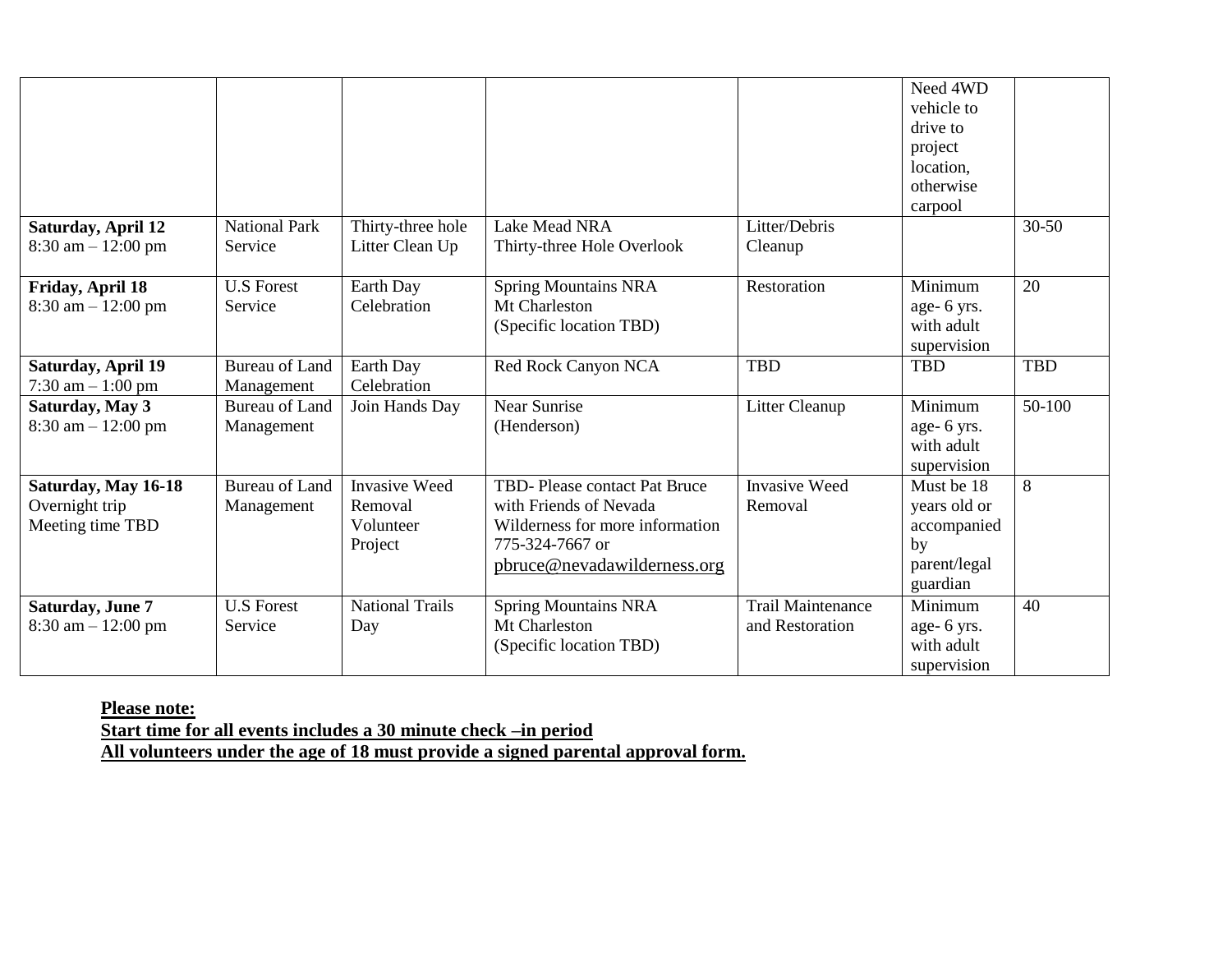| | | | | | | |
|---|---|---|---|---|---|---|
| | | | | | Need 4WD vehicle to drive to project location, otherwise carpool | |
| **Saturday, April 12** 8:30 am – 12:00 pm | National Park Service | Thirty-three hole Litter Clean Up | Lake Mead NRA Thirty-three Hole Overlook | Litter/Debris Cleanup | | 30-50 |
| **Friday, April 18** 8:30 am – 12:00 pm | U.S Forest Service | Earth Day Celebration | Spring Mountains NRA Mt Charleston (Specific location TBD) | Restoration | Minimum age- 6 yrs. with adult supervision | 20 |
| **Saturday, April 19** 7:30 am – 1:00 pm | Bureau of Land Management | Earth Day Celebration | Red Rock Canyon NCA | TBD | TBD | TBD |
| **Saturday, May 3** 8:30 am – 12:00 pm | Bureau of Land Management | Join Hands Day | Near Sunrise (Henderson) | Litter Cleanup | Minimum age- 6 yrs. with adult supervision | 50-100 |
| **Saturday, May 16-18** Overnight trip Meeting time TBD | Bureau of Land Management | Invasive Weed Removal Volunteer Project | TBD- Please contact Pat Bruce with Friends of Nevada Wilderness for more information 775-324-7667 or pbruce@nevadawilderness.org | Invasive Weed Removal | Must be 18 years old or accompanied by parent/legal guardian | 8 |
| **Saturday, June 7** 8:30 am – 12:00 pm | U.S Forest Service | National Trails Day | Spring Mountains NRA Mt Charleston (Specific location TBD) | Trail Maintenance and Restoration | Minimum age- 6 yrs. with adult supervision | 40 |

**Please note:**
**Start time for all events includes a 30 minute check –in period**
**All volunteers under the age of 18 must provide a signed parental approval form.**